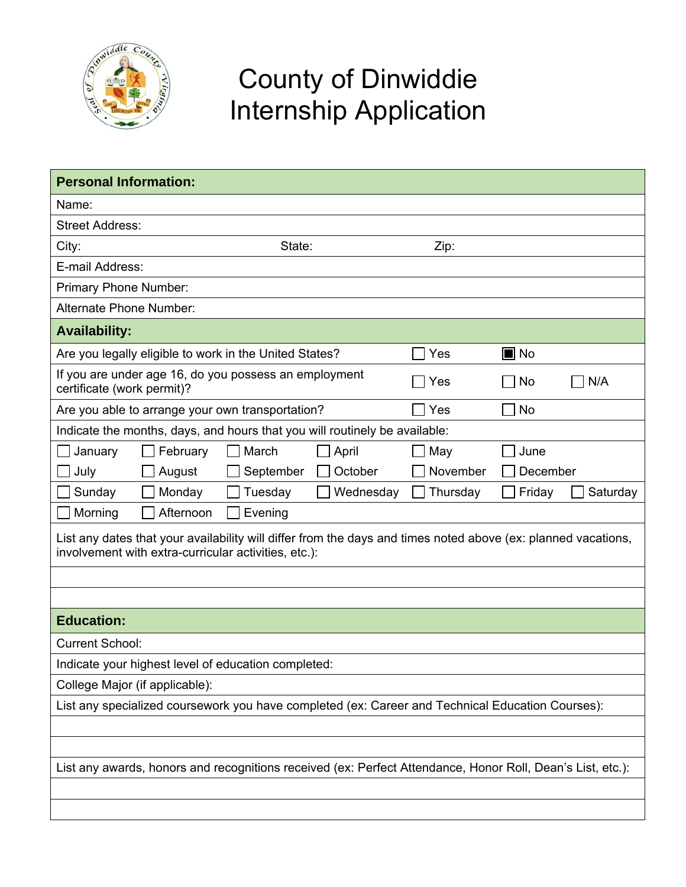# County of Dinwiddie
# Internship Application

| **Personal Information:** | | |
|---|---|---|
| Name: | | |
| Street Address: | | |
| City: | State: | Zip: |
| E-mail Address: | | |
| Primary Phone Number: | | |
| Alternate Phone Number: | | |

| **Availability:** | | | |
|---|---|---|---|
| Are you legally eligible to work in the United States? | ☐ Yes | ☒ No | |
| If you are under age 16, do you possess an employment certificate (work permit)? | ☐ Yes | ☐ No | ☐ N/A |
| Are you able to arrange your own transportation? | ☐ Yes | ☐ No | |

Indicate the months, days, and hours that you will routinely be available:

| | | | | | | |
|---|---|---|---|---|---|---|
| ☐ January | ☐ February | ☐ March | ☐ April | ☐ May | ☐ June | |
| ☐ July | ☐ August | ☐ September | ☐ October | ☐ November | ☐ December | |
| ☐ Sunday | ☐ Monday | ☐ Tuesday | ☐ Wednesday | ☐ Thursday | ☐ Friday | ☐ Saturday |
| ☐ Morning | ☐ Afternoon | ☐ Evening | | | | |

List any dates that your availability will differ from the days and times noted above (ex: planned vacations, involvement with extra-curricular activities, etc.):

| **Education:** |
|---|
| Current School: |
| Indicate your highest level of education completed: |
| College Major (if applicable): |
| List any specialized coursework you have completed (ex: Career and Technical Education Courses): |
| |
| |
| List any awards, honors and recognitions received (ex: Perfect Attendance, Honor Roll, Dean's List, etc.): |
| |
| |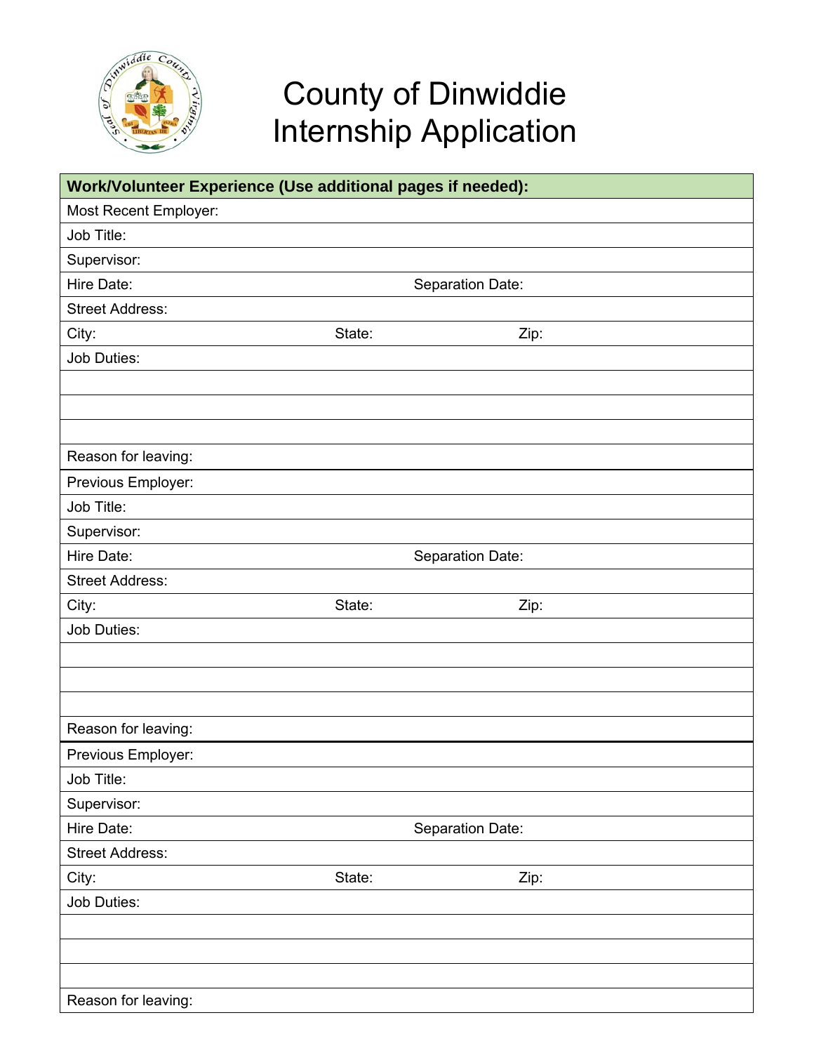# County of Dinwiddie
# Internship Application

| **Work/Volunteer Experience (Use additional pages if needed):** | | |
|---|---|---|
| Most Recent Employer: | | |
| Job Title: | | |
| Supervisor: | | |
| Hire Date: | Separation Date: | |
| Street Address: | | |
| City: | State: | Zip: |
| Job Duties: | | |
| | | |
| | | |
| | | |
| Reason for leaving: | | |
| Previous Employer: | | |
| Job Title: | | |
| Supervisor: | | |
| Hire Date: | Separation Date: | |
| Street Address: | | |
| City: | State: | Zip: |
| Job Duties: | | |
| | | |
| | | |
| | | |
| Reason for leaving: | | |
| Previous Employer: | | |
| Job Title: | | |
| Supervisor: | | |
| Hire Date: | Separation Date: | |
| Street Address: | | |
| City: | State: | Zip: |
| Job Duties: | | |
| | | |
| | | |
| | | |
| Reason for leaving: | | |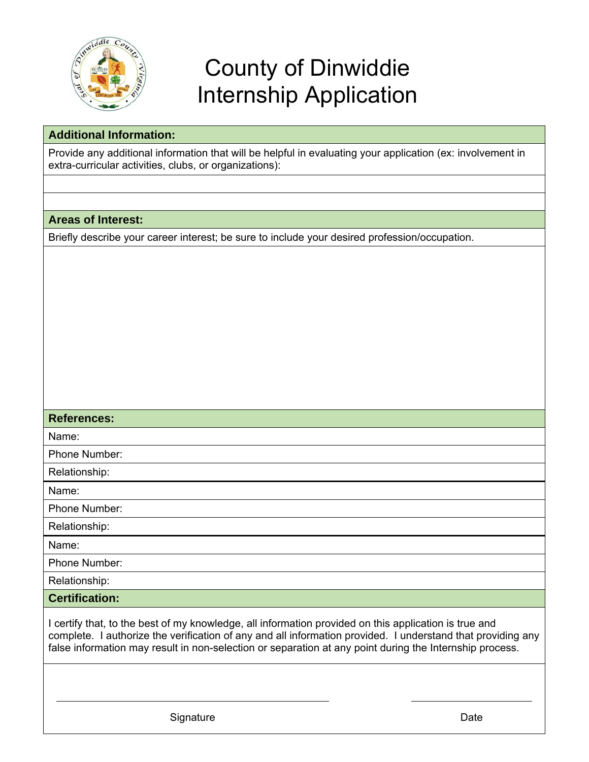# County of Dinwiddie Internship Application

## Additional Information:

Provide any additional information that will be helpful in evaluating your application (ex: involvement in extra-curricular activities, clubs, or organizations):

## Areas of Interest:

Briefly describe your career interest; be sure to include your desired profession/occupation.

## References:

Name:

Phone Number:

Relationship:

Name:

Phone Number:

Relationship:

Name:

Phone Number:

Relationship:

## Certification:

I certify that, to the best of my knowledge, all information provided on this application is true and complete. I authorize the verification of any and all information provided. I understand that providing any false information may result in non-selection or separation at any point during the Internship process.

Signature

Date